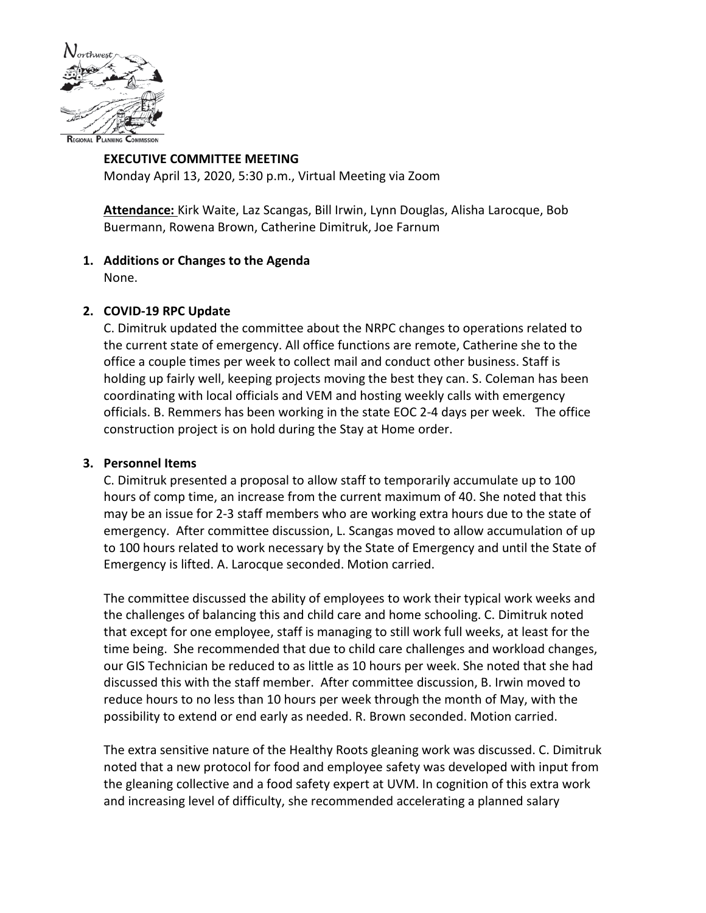**EXECUTIVE COMMITTEE MEETING**

Monday April 13, 2020, 5:30 p.m., Virtual Meeting via Zoom

**Attendance:** Kirk Waite, Laz Scangas, Bill Irwin, Lynn Douglas, Alisha Larocque, Bob Buermann, Rowena Brown, Catherine Dimitruk, Joe Farnum

**1. Additions or Changes to the Agenda**

None.

**2. COVID-19 RPC Update**

C. Dimitruk updated the committee about the NRPC changes to operations related to the current state of emergency. All office functions are remote, Catherine she to the office a couple times per week to collect mail and conduct other business. Staff is holding up fairly well, keeping projects moving the best they can. S. Coleman has been coordinating with local officials and VEM and hosting weekly calls with emergency officials. B. Remmers has been working in the state EOC 2-4 days per week. The office construction project is on hold during the Stay at Home order.

**3. Personnel Items**

C. Dimitruk presented a proposal to allow staff to temporarily accumulate up to 100 hours of comp time, an increase from the current maximum of 40. She noted that this may be an issue for 2-3 staff members who are working extra hours due to the state of emergency. After committee discussion, L. Scangas moved to allow accumulation of up to 100 hours related to work necessary by the State of Emergency and until the State of Emergency is lifted. A. Larocque seconded. Motion carried.

The committee discussed the ability of employees to work their typical work weeks and the challenges of balancing this and child care and home schooling. C. Dimitruk noted that except for one employee, staff is managing to still work full weeks, at least for the time being. She recommended that due to child care challenges and workload changes, our GIS Technician be reduced to as little as 10 hours per week. She noted that she had discussed this with the staff member. After committee discussion, B. Irwin moved to reduce hours to no less than 10 hours per week through the month of May, with the possibility to extend or end early as needed. R. Brown seconded. Motion carried.

The extra sensitive nature of the Healthy Roots gleaning work was discussed. C. Dimitruk noted that a new protocol for food and employee safety was developed with input from the gleaning collective and a food safety expert at UVM. In cognition of this extra work and increasing level of difficulty, she recommended accelerating a planned salary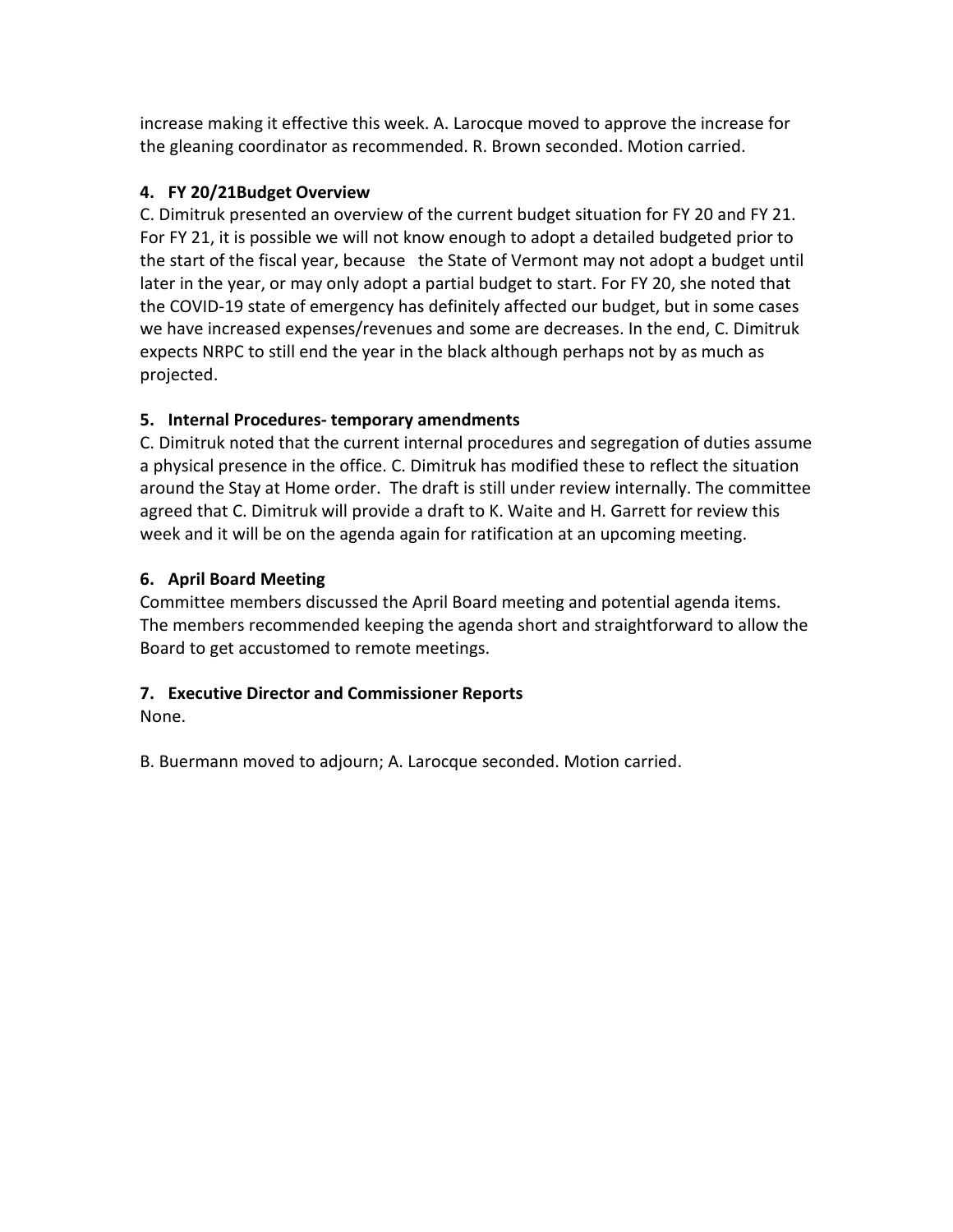increase making it effective this week. A. Larocque moved to approve the increase for the gleaning coordinator as recommended. R. Brown seconded. Motion carried.

**4. FY 20/21Budget Overview**

C. Dimitruk presented an overview of the current budget situation for FY 20 and FY 21. For FY 21, it is possible we will not know enough to adopt a detailed budgeted prior to the start of the fiscal year, because the State of Vermont may not adopt a budget until later in the year, or may only adopt a partial budget to start. For FY 20, she noted that the COVID-19 state of emergency has definitely affected our budget, but in some cases we have increased expenses/revenues and some are decreases. In the end, C. Dimitruk expects NRPC to still end the year in the black although perhaps not by as much as projected.

**5. Internal Procedures- temporary amendments**

C. Dimitruk noted that the current internal procedures and segregation of duties assume a physical presence in the office. C. Dimitruk has modified these to reflect the situation around the Stay at Home order. The draft is still under review internally. The committee agreed that C. Dimitruk will provide a draft to K. Waite and H. Garrett for review this week and it will be on the agenda again for ratification at an upcoming meeting.

**6. April Board Meeting**

Committee members discussed the April Board meeting and potential agenda items. The members recommended keeping the agenda short and straightforward to allow the Board to get accustomed to remote meetings.

**7. Executive Director and Commissioner Reports**

None.

B. Buermann moved to adjourn; A. Larocque seconded. Motion carried.